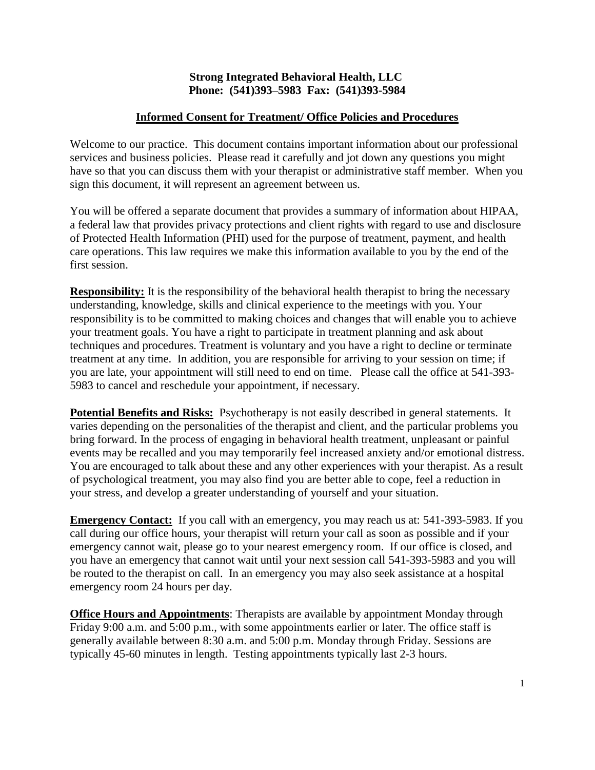**Strong Integrated Behavioral Health, LLC**
**Phone: (541)393–5983 Fax: (541)393-5984**

## Informed Consent for Treatment/ Office Policies and Procedures

Welcome to our practice. This document contains important information about our professional services and business policies. Please read it carefully and jot down any questions you might have so that you can discuss them with your therapist or administrative staff member. When you sign this document, it will represent an agreement between us.

You will be offered a separate document that provides a summary of information about HIPAA, a federal law that provides privacy protections and client rights with regard to use and disclosure of Protected Health Information (PHI) used for the purpose of treatment, payment, and health care operations. This law requires we make this information available to you by the end of the first session.

**Responsibility:** It is the responsibility of the behavioral health therapist to bring the necessary understanding, knowledge, skills and clinical experience to the meetings with you. Your responsibility is to be committed to making choices and changes that will enable you to achieve your treatment goals. You have a right to participate in treatment planning and ask about techniques and procedures. Treatment is voluntary and you have a right to decline or terminate treatment at any time. In addition, you are responsible for arriving to your session on time; if you are late, your appointment will still need to end on time. Please call the office at 541-393-5983 to cancel and reschedule your appointment, if necessary.

**Potential Benefits and Risks:** Psychotherapy is not easily described in general statements. It varies depending on the personalities of the therapist and client, and the particular problems you bring forward. In the process of engaging in behavioral health treatment, unpleasant or painful events may be recalled and you may temporarily feel increased anxiety and/or emotional distress. You are encouraged to talk about these and any other experiences with your therapist. As a result of psychological treatment, you may also find you are better able to cope, feel a reduction in your stress, and develop a greater understanding of yourself and your situation.

**Emergency Contact:** If you call with an emergency, you may reach us at: 541-393-5983. If you call during our office hours, your therapist will return your call as soon as possible and if your emergency cannot wait, please go to your nearest emergency room. If our office is closed, and you have an emergency that cannot wait until your next session call 541-393-5983 and you will be routed to the therapist on call. In an emergency you may also seek assistance at a hospital emergency room 24 hours per day.

**Office Hours and Appointments**: Therapists are available by appointment Monday through Friday 9:00 a.m. and 5:00 p.m., with some appointments earlier or later. The office staff is generally available between 8:30 a.m. and 5:00 p.m. Monday through Friday. Sessions are typically 45-60 minutes in length. Testing appointments typically last 2-3 hours.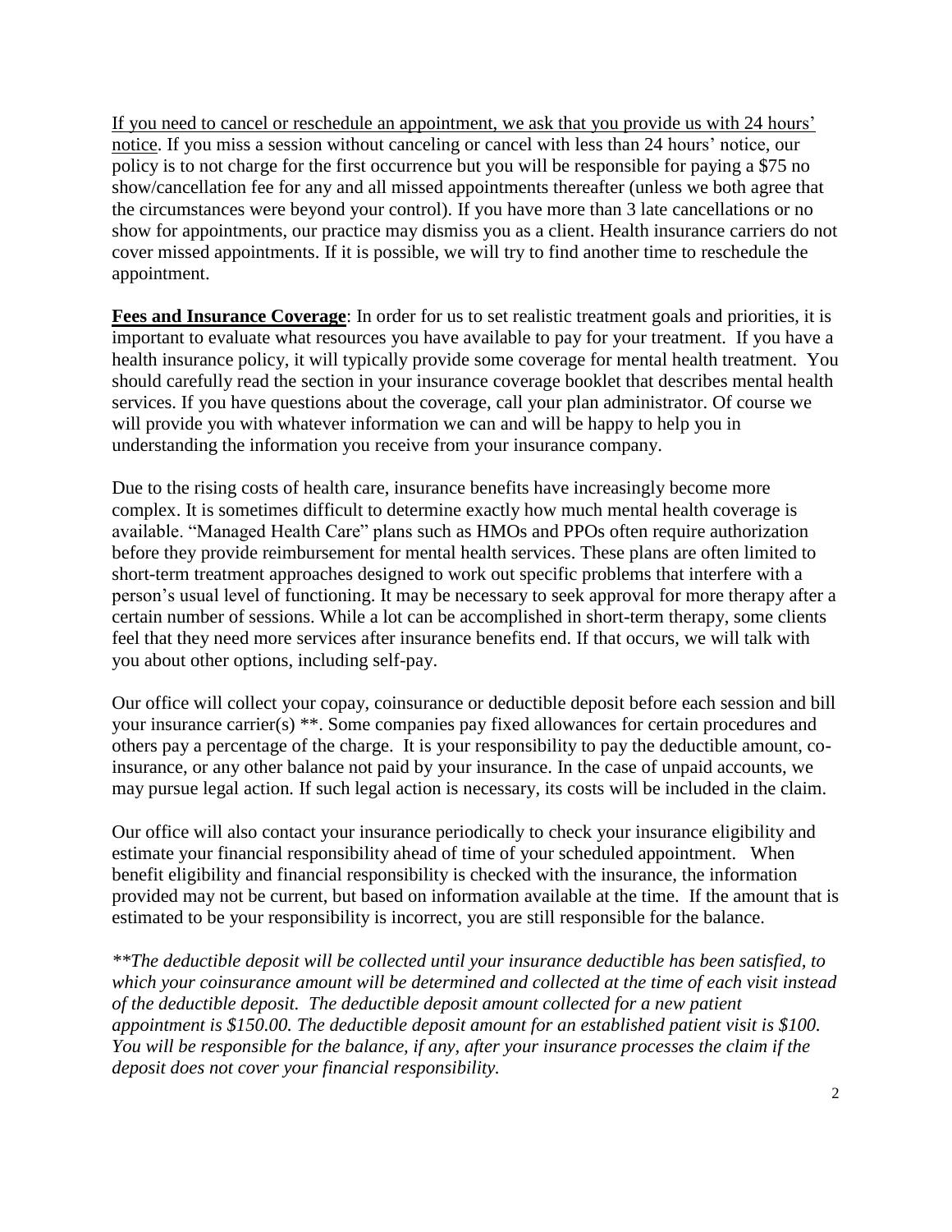<u>If you need to cancel or reschedule an appointment, we ask that you provide us with 24 hours' notice</u>. If you miss a session without canceling or cancel with less than 24 hours' notice, our policy is to not charge for the first occurrence but you will be responsible for paying a $75 no show/cancellation fee for any and all missed appointments thereafter (unless we both agree that the circumstances were beyond your control). If you have more than 3 late cancellations or no show for appointments, our practice may dismiss you as a client. Health insurance carriers do not cover missed appointments. If it is possible, we will try to find another time to reschedule the appointment.

**<u>Fees and Insurance Coverage</u>**: In order for us to set realistic treatment goals and priorities, it is important to evaluate what resources you have available to pay for your treatment. If you have a health insurance policy, it will typically provide some coverage for mental health treatment. You should carefully read the section in your insurance coverage booklet that describes mental health services. If you have questions about the coverage, call your plan administrator. Of course we will provide you with whatever information we can and will be happy to help you in understanding the information you receive from your insurance company.

Due to the rising costs of health care, insurance benefits have increasingly become more complex. It is sometimes difficult to determine exactly how much mental health coverage is available. "Managed Health Care" plans such as HMOs and PPOs often require authorization before they provide reimbursement for mental health services. These plans are often limited to short-term treatment approaches designed to work out specific problems that interfere with a person's usual level of functioning. It may be necessary to seek approval for more therapy after a certain number of sessions. While a lot can be accomplished in short-term therapy, some clients feel that they need more services after insurance benefits end. If that occurs, we will talk with you about other options, including self-pay.

Our office will collect your copay, coinsurance or deductible deposit before each session and bill your insurance carrier(s) **. Some companies pay fixed allowances for certain procedures and others pay a percentage of the charge. It is your responsibility to pay the deductible amount, co-insurance, or any other balance not paid by your insurance. In the case of unpaid accounts, we may pursue legal action. If such legal action is necessary, its costs will be included in the claim.

Our office will also contact your insurance periodically to check your insurance eligibility and estimate your financial responsibility ahead of time of your scheduled appointment. When benefit eligibility and financial responsibility is checked with the insurance, the information provided may not be current, but based on information available at the time. If the amount that is estimated to be your responsibility is incorrect, you are still responsible for the balance.

*\*\*The deductible deposit will be collected until your insurance deductible has been satisfied, to which your coinsurance amount will be determined and collected at the time of each visit instead of the deductible deposit. The deductible deposit amount collected for a new patient appointment is $150.00. The deductible deposit amount for an established patient visit is $100. You will be responsible for the balance, if any, after your insurance processes the claim if the deposit does not cover your financial responsibility.*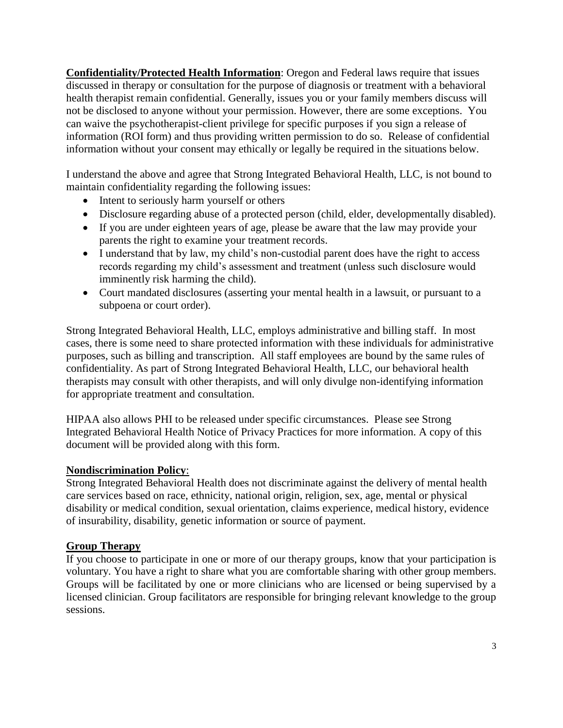**Confidentiality/Protected Health Information**: Oregon and Federal laws require that issues discussed in therapy or consultation for the purpose of diagnosis or treatment with a behavioral health therapist remain confidential. Generally, issues you or your family members discuss will not be disclosed to anyone without your permission. However, there are some exceptions. You can waive the psychotherapist-client privilege for specific purposes if you sign a release of information (ROI form) and thus providing written permission to do so. Release of confidential information without your consent may ethically or legally be required in the situations below.

I understand the above and agree that Strong Integrated Behavioral Health, LLC, is not bound to maintain confidentiality regarding the following issues:

- Intent to seriously harm yourself or others
- Disclosure regarding abuse of a protected person (child, elder, developmentally disabled).
- If you are under eighteen years of age, please be aware that the law may provide your parents the right to examine your treatment records.
- I understand that by law, my child's non-custodial parent does have the right to access records regarding my child's assessment and treatment (unless such disclosure would imminently risk harming the child).
- Court mandated disclosures (asserting your mental health in a lawsuit, or pursuant to a subpoena or court order).

Strong Integrated Behavioral Health, LLC, employs administrative and billing staff. In most cases, there is some need to share protected information with these individuals for administrative purposes, such as billing and transcription. All staff employees are bound by the same rules of confidentiality. As part of Strong Integrated Behavioral Health, LLC, our behavioral health therapists may consult with other therapists, and will only divulge non-identifying information for appropriate treatment and consultation.

HIPAA also allows PHI to be released under specific circumstances. Please see Strong Integrated Behavioral Health Notice of Privacy Practices for more information. A copy of this document will be provided along with this form.

**Nondiscrimination Policy**:

Strong Integrated Behavioral Health does not discriminate against the delivery of mental health care services based on race, ethnicity, national origin, religion, sex, age, mental or physical disability or medical condition, sexual orientation, claims experience, medical history, evidence of insurability, disability, genetic information or source of payment.

**Group Therapy**

If you choose to participate in one or more of our therapy groups, know that your participation is voluntary. You have a right to share what you are comfortable sharing with other group members. Groups will be facilitated by one or more clinicians who are licensed or being supervised by a licensed clinician. Group facilitators are responsible for bringing relevant knowledge to the group sessions.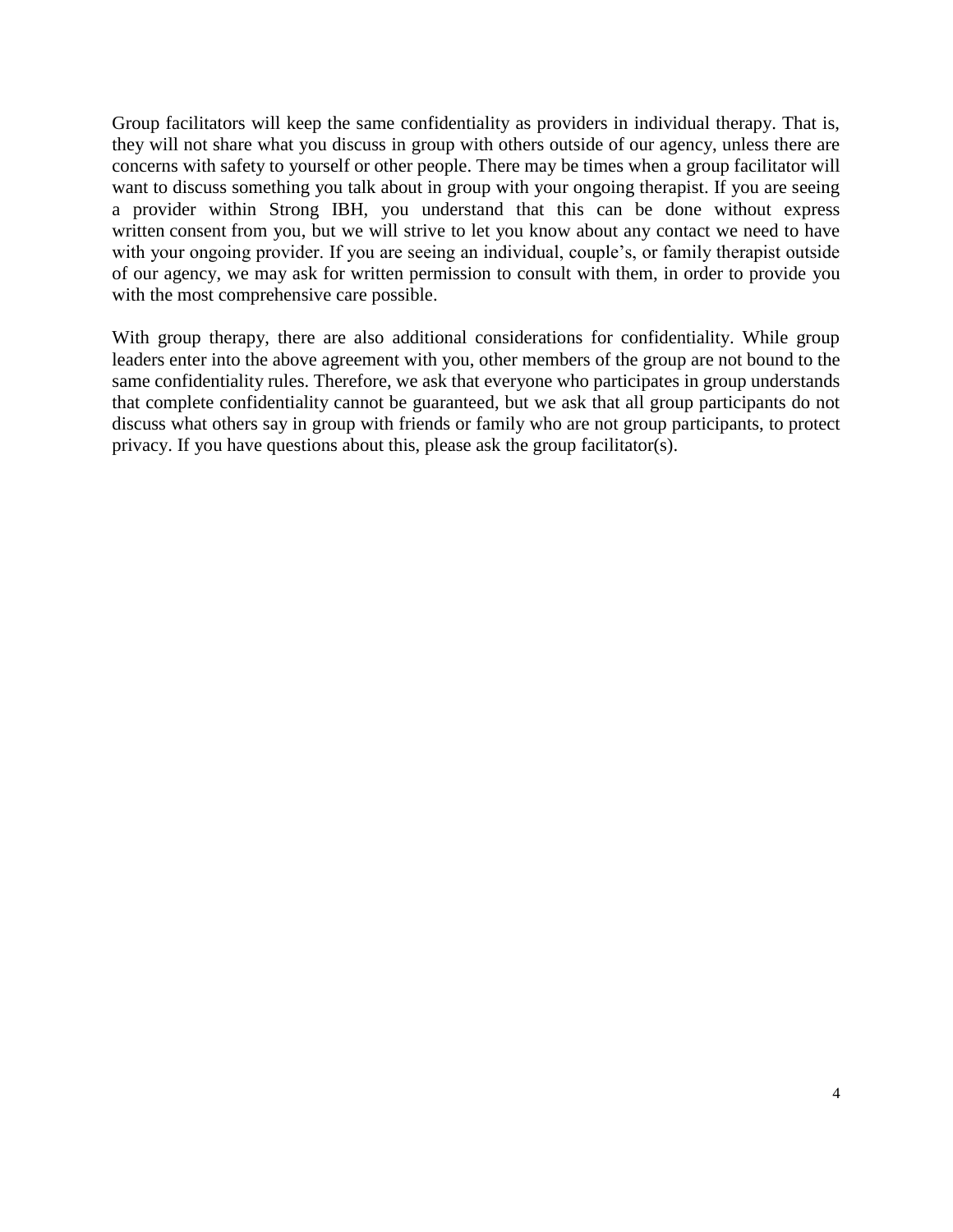Group facilitators will keep the same confidentiality as providers in individual therapy. That is, they will not share what you discuss in group with others outside of our agency, unless there are concerns with safety to yourself or other people. There may be times when a group facilitator will want to discuss something you talk about in group with your ongoing therapist. If you are seeing a provider within Strong IBH, you understand that this can be done without express written consent from you, but we will strive to let you know about any contact we need to have with your ongoing provider. If you are seeing an individual, couple's, or family therapist outside of our agency, we may ask for written permission to consult with them, in order to provide you with the most comprehensive care possible.

With group therapy, there are also additional considerations for confidentiality. While group leaders enter into the above agreement with you, other members of the group are not bound to the same confidentiality rules. Therefore, we ask that everyone who participates in group understands that complete confidentiality cannot be guaranteed, but we ask that all group participants do not discuss what others say in group with friends or family who are not group participants, to protect privacy. If you have questions about this, please ask the group facilitator(s).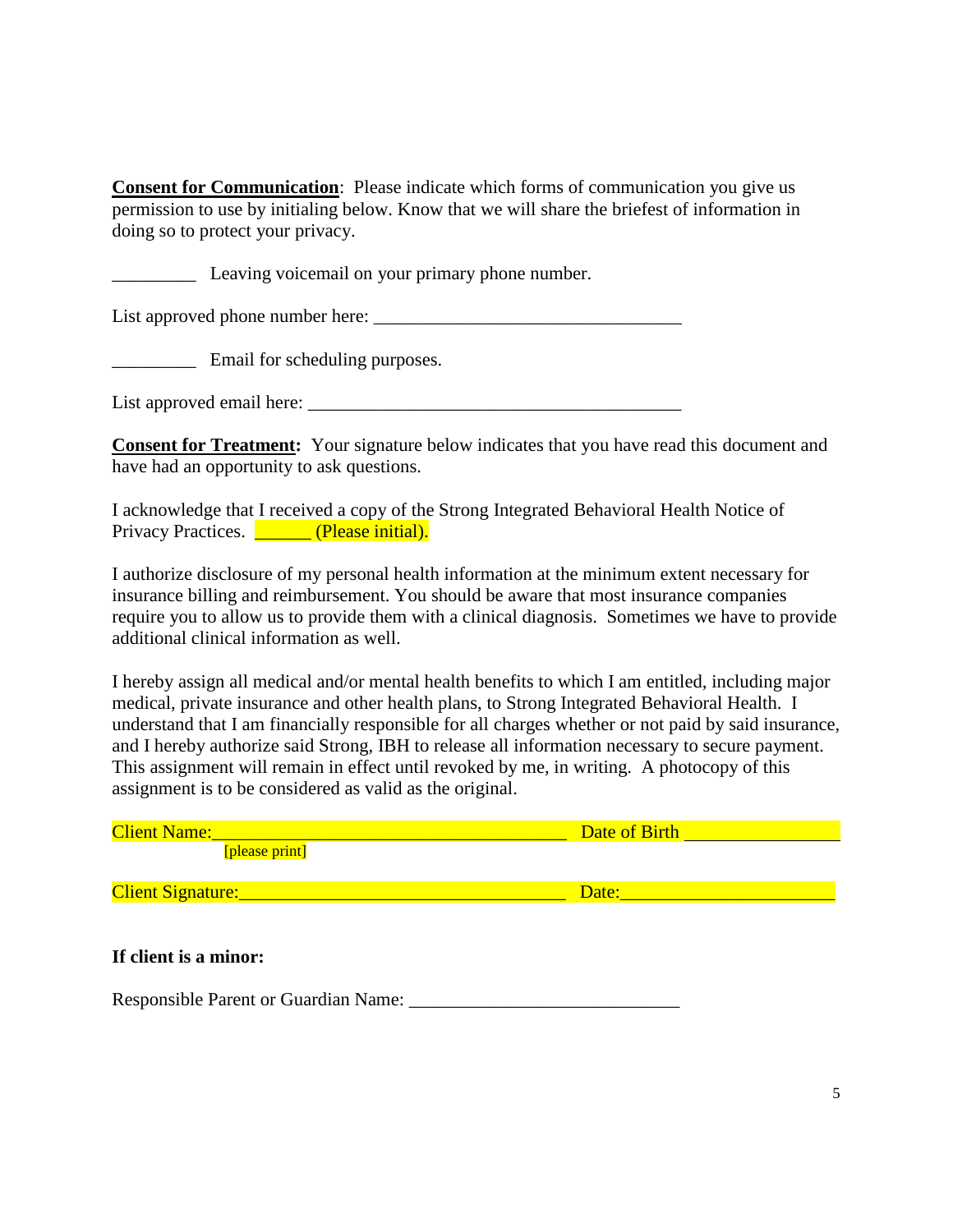**<u>Consent for Communication</u>**: Please indicate which forms of communication you give us permission to use by initialing below. Know that we will share the briefest of information in doing so to protect your privacy.

_________ Leaving voicemail on your primary phone number.

List approved phone number here: _________________________________

_________ Email for scheduling purposes.

List approved email here: ________________________________________

**<u>Consent for Treatment</u>:** Your signature below indicates that you have read this document and have had an opportunity to ask questions.

I acknowledge that I received a copy of the Strong Integrated Behavioral Health Notice of Privacy Practices. ______ (Please initial).

I authorize disclosure of my personal health information at the minimum extent necessary for insurance billing and reimbursement. You should be aware that most insurance companies require you to allow us to provide them with a clinical diagnosis. Sometimes we have to provide additional clinical information as well.

I hereby assign all medical and/or mental health benefits to which I am entitled, including major medical, private insurance and other health plans, to Strong Integrated Behavioral Health. I understand that I am financially responsible for all charges whether or not paid by said insurance, and I hereby authorize said Strong, IBH to release all information necessary to secure payment. This assignment will remain in effect until revoked by me, in writing. A photocopy of this assignment is to be considered as valid as the original.

Client Name:_______________________________________ Date of Birth _________________
[please print]

Client Signature:___________________________________ Date:______________________

**If client is a minor:**

Responsible Parent or Guardian Name: _____________________________